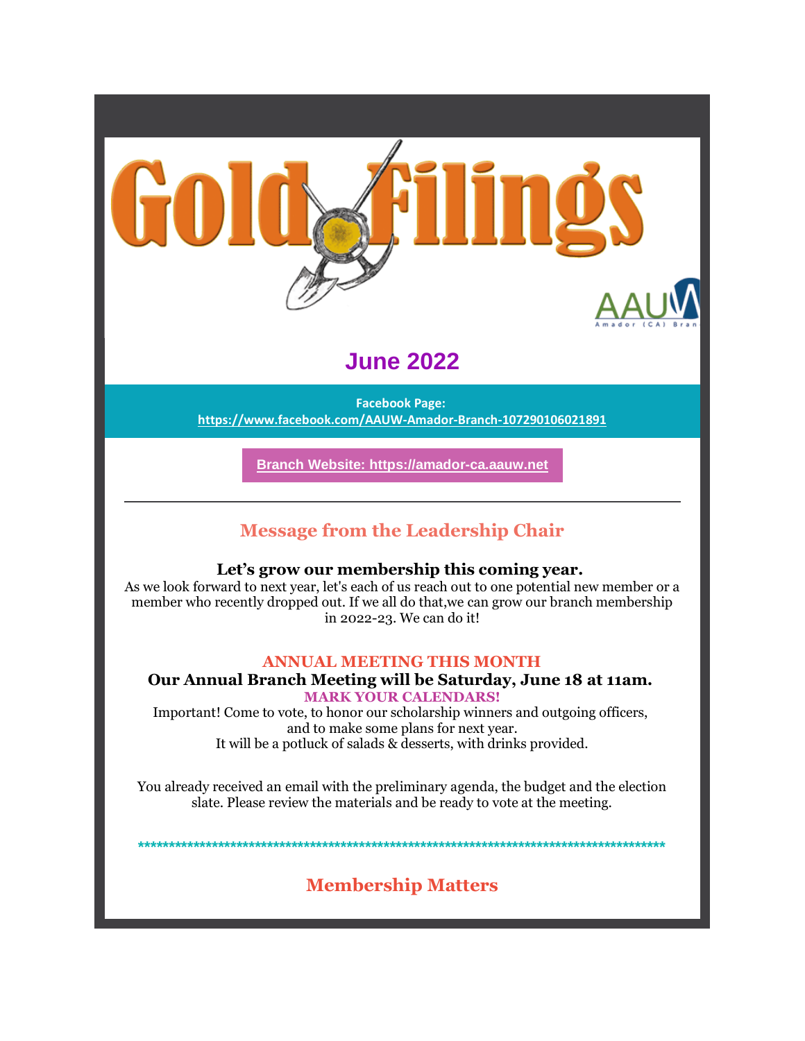# Gold Filings

AAUW Amador (CA) Branch

## June 2022

**Facebook Page:**
https://www.facebook.com/AAUW-Amador-Branch-107290106021891

**Branch Website: https://amador-ca.aauw.net**

---

## Message from the Leadership Chair

**Let's grow our membership this coming year.**

As we look forward to next year, let's each of us reach out to one potential new member or a member who recently dropped out. If we all do that,we can grow our branch membership in 2022-23. We can do it!

**ANNUAL MEETING THIS MONTH**

**Our Annual Branch Meeting will be Saturday, June 18 at 11am.**

**MARK YOUR CALENDARS!**

Important! Come to vote, to honor our scholarship winners and outgoing officers, and to make some plans for next year.
It will be a potluck of salads & desserts, with drinks provided.

You already received an email with the preliminary agenda, the budget and the election slate. Please review the materials and be ready to vote at the meeting.

*******************************************************************************************

## Membership Matters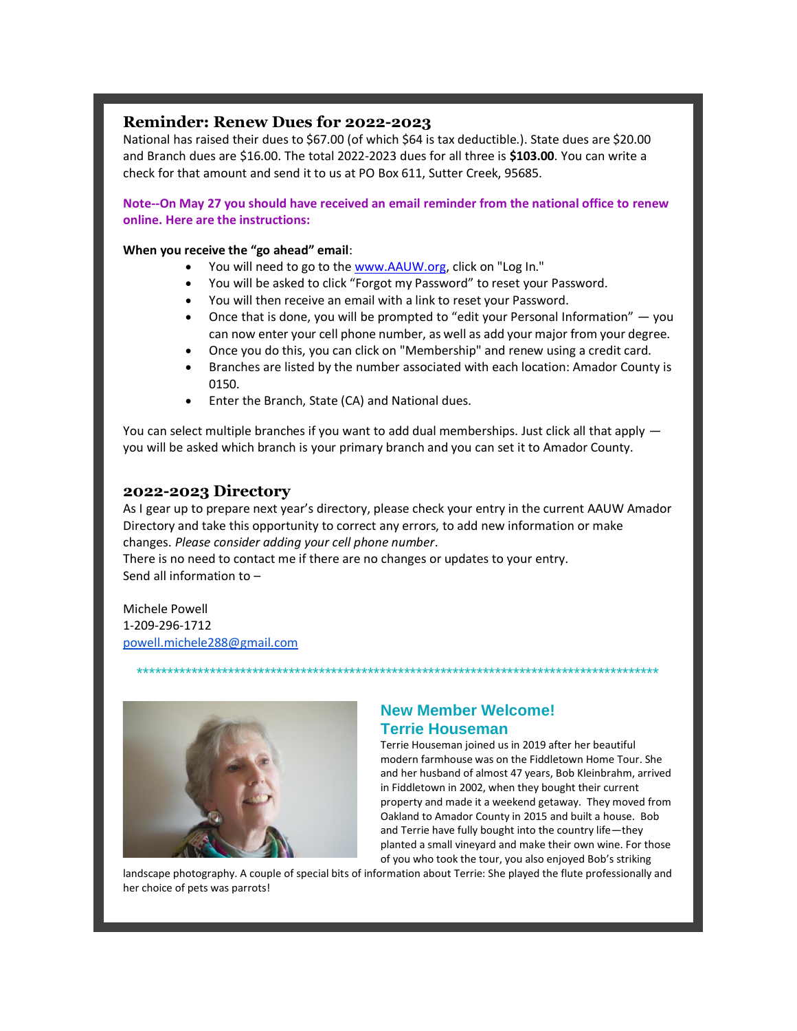## Reminder: Renew Dues for 2022-2023

National has raised their dues to $67.00 (of which $64 is tax deductible.). State dues are $20.00 and Branch dues are $16.00. The total 2022-2023 dues for all three is **$103.00**. You can write a check for that amount and send it to us at PO Box 611, Sutter Creek, 95685.

**Note--On May 27 you should have received an email reminder from the national office to renew online. Here are the instructions:**

**When you receive the "go ahead" email**:

- You will need to go to the www.AAUW.org, click on "Log In."
- You will be asked to click "Forgot my Password" to reset your Password.
- You will then receive an email with a link to reset your Password.
- Once that is done, you will be prompted to "edit your Personal Information" — you can now enter your cell phone number, as well as add your major from your degree.
- Once you do this, you can click on "Membership" and renew using a credit card.
- Branches are listed by the number associated with each location: Amador County is 0150.
- Enter the Branch, State (CA) and National dues.

You can select multiple branches if you want to add dual memberships. Just click all that apply — you will be asked which branch is your primary branch and you can set it to Amador County.

## 2022-2023 Directory

As I gear up to prepare next year's directory, please check your entry in the current AAUW Amador Directory and take this opportunity to correct any errors, to add new information or make changes. *Please consider adding your cell phone number*.
There is no need to contact me if there are no changes or updates to your entry.
Send all information to –

Michele Powell
1-209-296-1712
powell.michele288@gmail.com

\*\*\*\*\*\*\*\*\*\*\*\*\*\*\*\*\*\*\*\*\*\*\*\*\*\*\*\*\*\*\*\*\*\*\*\*\*\*\*\*\*\*\*\*\*\*\*\*\*\*\*\*\*\*\*\*\*\*\*\*\*\*\*\*\*\*\*\*\*\*\*\*\*\*\*\*\*\*\*\*\*\*\*\*\*\*\*\*\*\*\*\*

## New Member Welcome!
## Terrie Houseman

Terrie Houseman joined us in 2019 after her beautiful modern farmhouse was on the Fiddletown Home Tour. She and her husband of almost 47 years, Bob Kleinbrahm, arrived in Fiddletown in 2002, when they bought their current property and made it a weekend getaway. They moved from Oakland to Amador County in 2015 and built a house. Bob and Terrie have fully bought into the country life—they planted a small vineyard and make their own wine. For those of you who took the tour, you also enjoyed Bob's striking landscape photography. A couple of special bits of information about Terrie: She played the flute professionally and her choice of pets was parrots!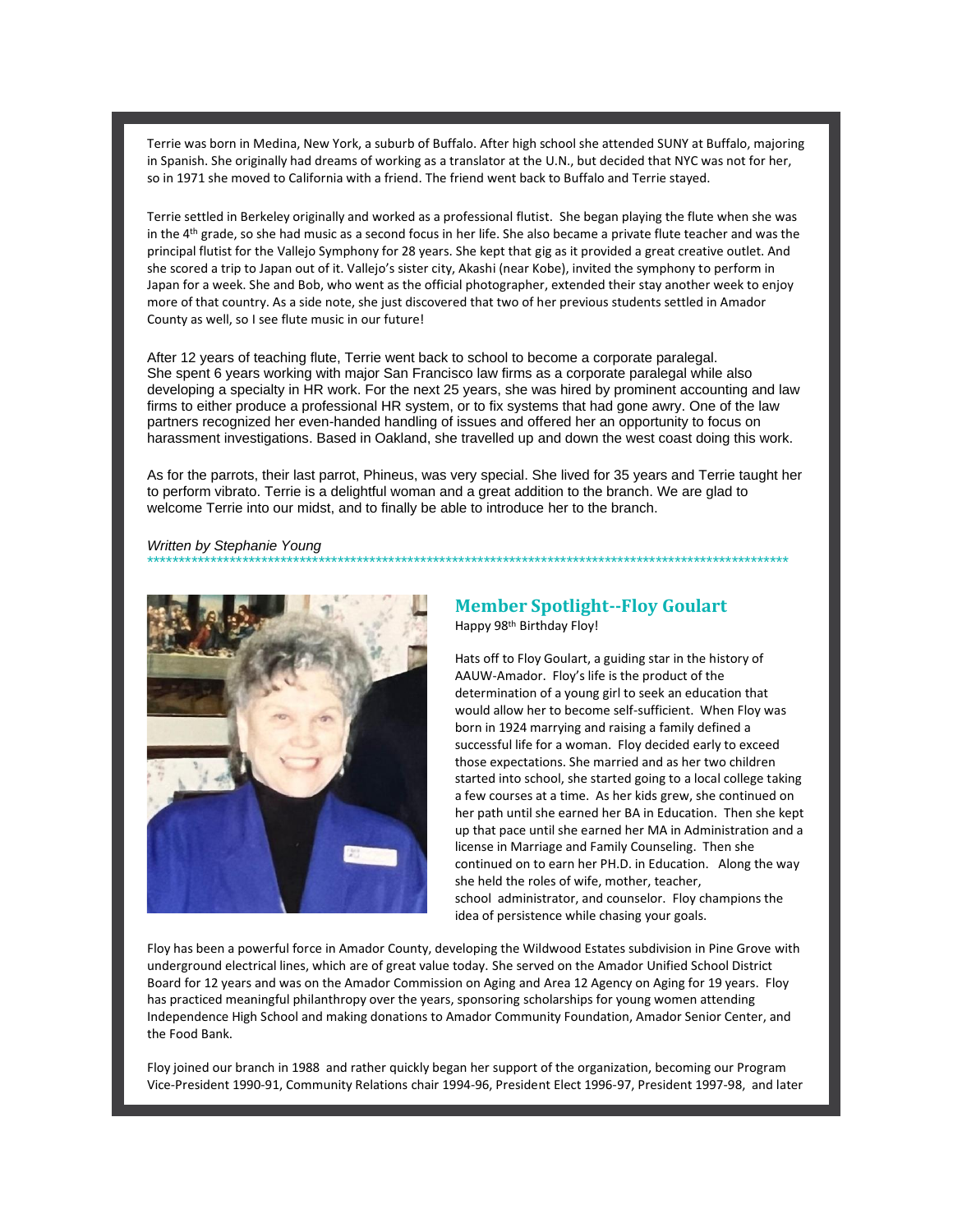Terrie was born in Medina, New York, a suburb of Buffalo. After high school she attended SUNY at Buffalo, majoring in Spanish. She originally had dreams of working as a translator at the U.N., but decided that NYC was not for her, so in 1971 she moved to California with a friend. The friend went back to Buffalo and Terrie stayed.

Terrie settled in Berkeley originally and worked as a professional flutist. She began playing the flute when she was in the 4th grade, so she had music as a second focus in her life. She also became a private flute teacher and was the principal flutist for the Vallejo Symphony for 28 years. She kept that gig as it provided a great creative outlet. And she scored a trip to Japan out of it. Vallejo's sister city, Akashi (near Kobe), invited the symphony to perform in Japan for a week. She and Bob, who went as the official photographer, extended their stay another week to enjoy more of that country. As a side note, she just discovered that two of her previous students settled in Amador County as well, so I see flute music in our future!

After 12 years of teaching flute, Terrie went back to school to become a corporate paralegal. She spent 6 years working with major San Francisco law firms as a corporate paralegal while also developing a specialty in HR work. For the next 25 years, she was hired by prominent accounting and law firms to either produce a professional HR system, or to fix systems that had gone awry. One of the law partners recognized her even-handed handling of issues and offered her an opportunity to focus on harassment investigations. Based in Oakland, she travelled up and down the west coast doing this work.

As for the parrots, their last parrot, Phineus, was very special. She lived for 35 years and Terrie taught her to perform vibrato. Terrie is a delightful woman and a great addition to the branch. We are glad to welcome Terrie into our midst, and to finally be able to introduce her to the branch.

*Written by Stephanie Young*

---

## Member Spotlight--Floy Goulart

Happy 98th Birthday Floy!

Hats off to Floy Goulart, a guiding star in the history of AAUW-Amador. Floy's life is the product of the determination of a young girl to seek an education that would allow her to become self-sufficient. When Floy was born in 1924 marrying and raising a family defined a successful life for a woman. Floy decided early to exceed those expectations. She married and as her two children started into school, she started going to a local college taking a few courses at a time. As her kids grew, she continued on her path until she earned her BA in Education. Then she kept up that pace until she earned her MA in Administration and a license in Marriage and Family Counseling. Then she continued on to earn her PH.D. in Education. Along the way she held the roles of wife, mother, teacher, school administrator, and counselor. Floy champions the idea of persistence while chasing your goals.

Floy has been a powerful force in Amador County, developing the Wildwood Estates subdivision in Pine Grove with underground electrical lines, which are of great value today. She served on the Amador Unified School District Board for 12 years and was on the Amador Commission on Aging and Area 12 Agency on Aging for 19 years. Floy has practiced meaningful philanthropy over the years, sponsoring scholarships for young women attending Independence High School and making donations to Amador Community Foundation, Amador Senior Center, and the Food Bank.

Floy joined our branch in 1988 and rather quickly began her support of the organization, becoming our Program Vice-President 1990-91, Community Relations chair 1994-96, President Elect 1996-97, President 1997-98, and later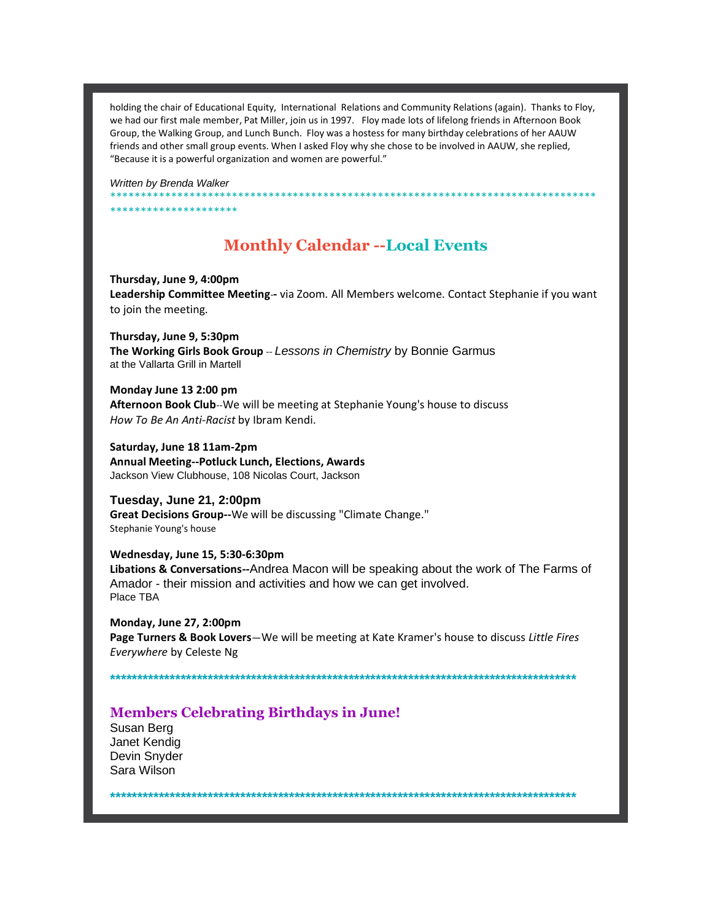holding the chair of Educational Equity, International Relations and Community Relations (again). Thanks to Floy, we had our first male member, Pat Miller, join us in 1997. Floy made lots of lifelong friends in Afternoon Book Group, the Walking Group, and Lunch Bunch. Floy was a hostess for many birthday celebrations of her AAUW friends and other small group events. When I asked Floy why she chose to be involved in AAUW, she replied, "Because it is a powerful organization and women are powerful."

*Written by Brenda Walker*

*************************************************************************************************************

## Monthly Calendar --Local Events

**Thursday, June 9, 4:00pm**
**Leadership Committee Meeting--** via Zoom. All Members welcome. Contact Stephanie if you want to join the meeting.

**Thursday, June 9, 5:30pm**
**The Working Girls Book Group** -- *Lessons in Chemistry* by Bonnie Garmus
at the Vallarta Grill in Martell

**Monday June 13 2:00 pm**
**Afternoon Book Club**--We will be meeting at Stephanie Young's house to discuss *How To Be An Anti-Racist* by Ibram Kendi.

**Saturday, June 18 11am-2pm**
**Annual Meeting--Potluck Lunch, Elections, Awards**
Jackson View Clubhouse, 108 Nicolas Court, Jackson

**Tuesday, June 21, 2:00pm**
**Great Decisions Group--**We will be discussing "Climate Change."
Stephanie Young's house

**Wednesday, June 15, 5:30-6:30pm**
**Libations & Conversations--**Andrea Macon will be speaking about the work of The Farms of Amador - their mission and activities and how we can get involved.
Place TBA

**Monday, June 27, 2:00pm**
**Page Turners & Book Lovers**—We will be meeting at Kate Kramer's house to discuss *Little Fires Everywhere* by Celeste Ng

*****************************************************************************************

### Members Celebrating Birthdays in June!

Susan Berg
Janet Kendig
Devin Snyder
Sara Wilson

*****************************************************************************************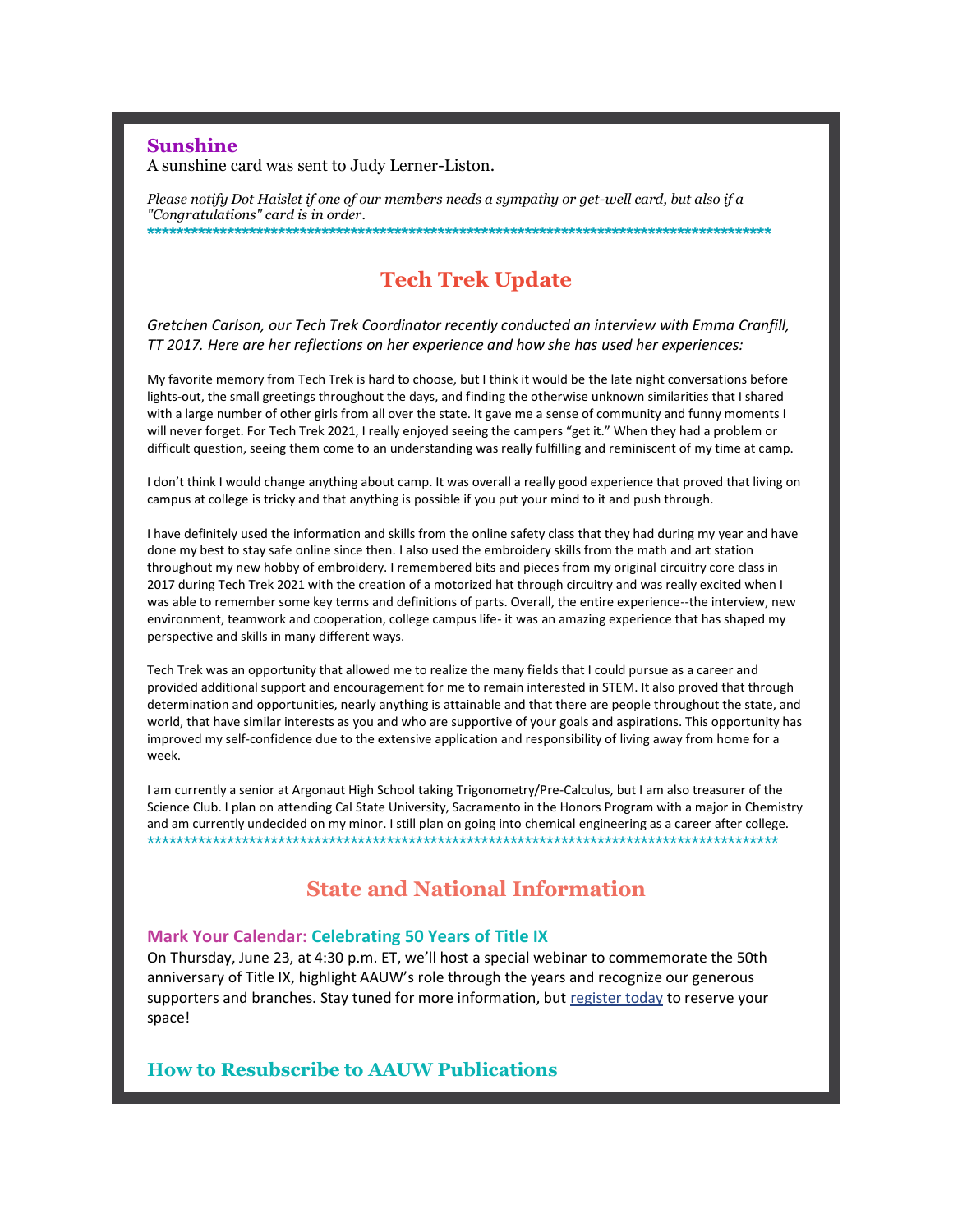### Sunshine

A sunshine card was sent to Judy Lerner-Liston.

*Please notify Dot Haislet if one of our members needs a sympathy or get-well card, but also if a "Congratulations" card is in order.*

*******************************************************************************************

## Tech Trek Update

*Gretchen Carlson, our Tech Trek Coordinator recently conducted an interview with Emma Cranfill, TT 2017. Here are her reflections on her experience and how she has used her experiences:*

My favorite memory from Tech Trek is hard to choose, but I think it would be the late night conversations before lights-out, the small greetings throughout the days, and finding the otherwise unknown similarities that I shared with a large number of other girls from all over the state. It gave me a sense of community and funny moments I will never forget. For Tech Trek 2021, I really enjoyed seeing the campers "get it." When they had a problem or difficult question, seeing them come to an understanding was really fulfilling and reminiscent of my time at camp.

I don't think I would change anything about camp. It was overall a really good experience that proved that living on campus at college is tricky and that anything is possible if you put your mind to it and push through.

I have definitely used the information and skills from the online safety class that they had during my year and have done my best to stay safe online since then. I also used the embroidery skills from the math and art station throughout my new hobby of embroidery. I remembered bits and pieces from my original circuitry core class in 2017 during Tech Trek 2021 with the creation of a motorized hat through circuitry and was really excited when I was able to remember some key terms and definitions of parts. Overall, the entire experience--the interview, new environment, teamwork and cooperation, college campus life- it was an amazing experience that has shaped my perspective and skills in many different ways.

Tech Trek was an opportunity that allowed me to realize the many fields that I could pursue as a career and provided additional support and encouragement for me to remain interested in STEM. It also proved that through determination and opportunities, nearly anything is attainable and that there are people throughout the state, and world, that have similar interests as you and who are supportive of your goals and aspirations. This opportunity has improved my self-confidence due to the extensive application and responsibility of living away from home for a week.

I am currently a senior at Argonaut High School taking Trigonometry/Pre-Calculus, but I am also treasurer of the Science Club. I plan on attending Cal State University, Sacramento in the Honors Program with a major in Chemistry and am currently undecided on my minor. I still plan on going into chemical engineering as a career after college.

*******************************************************************************************

## State and National Information

### Mark Your Calendar: Celebrating 50 Years of Title IX

On Thursday, June 23, at 4:30 p.m. ET, we'll host a special webinar to commemorate the 50th anniversary of Title IX, highlight AAUW's role through the years and recognize our generous supporters and branches. Stay tuned for more information, but register today to reserve your space!

### How to Resubscribe to AAUW Publications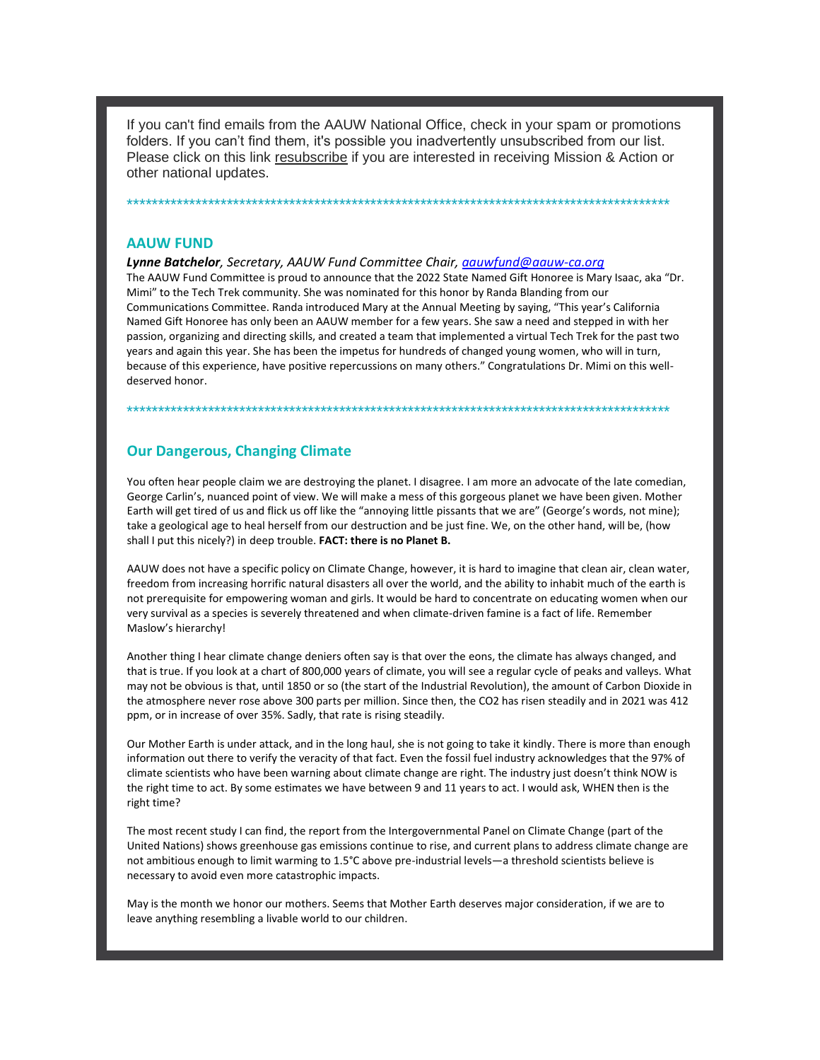If you can't find emails from the AAUW National Office, check in your spam or promotions folders. If you can't find them, it's possible you inadvertently unsubscribed from our list. Please click on this link resubscribe if you are interested in receiving Mission & Action or other national updates.

*******************************************************************************************

## AAUW FUND

***Lynne Batchelor****, Secretary, AAUW Fund Committee Chair, aauwfund@aauw-ca.org*

The AAUW Fund Committee is proud to announce that the 2022 State Named Gift Honoree is Mary Isaac, aka "Dr. Mimi" to the Tech Trek community. She was nominated for this honor by Randa Blanding from our Communications Committee. Randa introduced Mary at the Annual Meeting by saying, "This year's California Named Gift Honoree has only been an AAUW member for a few years. She saw a need and stepped in with her passion, organizing and directing skills, and created a team that implemented a virtual Tech Trek for the past two years and again this year. She has been the impetus for hundreds of changed young women, who will in turn, because of this experience, have positive repercussions on many others." Congratulations Dr. Mimi on this well-deserved honor.

*******************************************************************************************

## Our Dangerous, Changing Climate

You often hear people claim we are destroying the planet. I disagree. I am more an advocate of the late comedian, George Carlin's, nuanced point of view. We will make a mess of this gorgeous planet we have been given. Mother Earth will get tired of us and flick us off like the "annoying little pissants that we are" (George's words, not mine); take a geological age to heal herself from our destruction and be just fine. We, on the other hand, will be, (how shall I put this nicely?) in deep trouble. **FACT: there is no Planet B.**

AAUW does not have a specific policy on Climate Change, however, it is hard to imagine that clean air, clean water, freedom from increasing horrific natural disasters all over the world, and the ability to inhabit much of the earth is not prerequisite for empowering woman and girls. It would be hard to concentrate on educating women when our very survival as a species is severely threatened and when climate-driven famine is a fact of life. Remember Maslow's hierarchy!

Another thing I hear climate change deniers often say is that over the eons, the climate has always changed, and that is true. If you look at a chart of 800,000 years of climate, you will see a regular cycle of peaks and valleys. What may not be obvious is that, until 1850 or so (the start of the Industrial Revolution), the amount of Carbon Dioxide in the atmosphere never rose above 300 parts per million. Since then, the $CO_2$ has risen steadily and in 2021 was 412 ppm, or in increase of over 35%. Sadly, that rate is rising steadily.

Our Mother Earth is under attack, and in the long haul, she is not going to take it kindly. There is more than enough information out there to verify the veracity of that fact. Even the fossil fuel industry acknowledges that the 97% of climate scientists who have been warning about climate change are right. The industry just doesn't think NOW is the right time to act. By some estimates we have between 9 and 11 years to act. I would ask, WHEN then is the right time?

The most recent study I can find, the report from the Intergovernmental Panel on Climate Change (part of the United Nations) shows greenhouse gas emissions continue to rise, and current plans to address climate change are not ambitious enough to limit warming to 1.5°C above pre-industrial levels—a threshold scientists believe is necessary to avoid even more catastrophic impacts.

May is the month we honor our mothers. Seems that Mother Earth deserves major consideration, if we are to leave anything resembling a livable world to our children.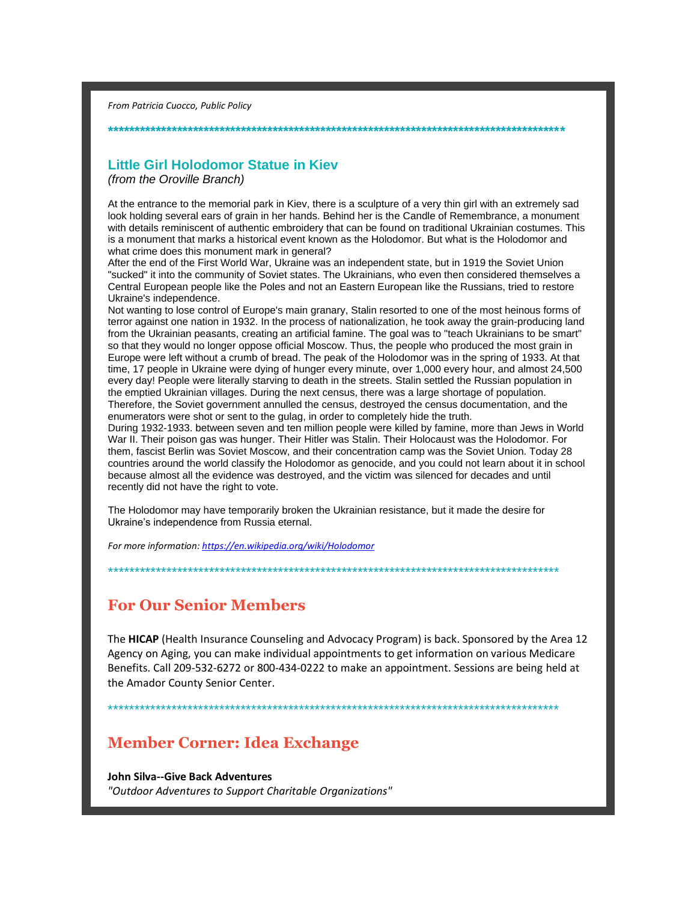*From Patricia Cuocco, Public Policy*

******************************************************************************************

## Little Girl Holodomor Statue in Kiev

*(from the Oroville Branch)*

At the entrance to the memorial park in Kiev, there is a sculpture of a very thin girl with an extremely sad look holding several ears of grain in her hands. Behind her is the Candle of Remembrance, a monument with details reminiscent of authentic embroidery that can be found on traditional Ukrainian costumes. This is a monument that marks a historical event known as the Holodomor. But what is the Holodomor and what crime does this monument mark in general?

After the end of the First World War, Ukraine was an independent state, but in 1919 the Soviet Union "sucked" it into the community of Soviet states. The Ukrainians, who even then considered themselves a Central European people like the Poles and not an Eastern European like the Russians, tried to restore Ukraine's independence.

Not wanting to lose control of Europe's main granary, Stalin resorted to one of the most heinous forms of terror against one nation in 1932. In the process of nationalization, he took away the grain-producing land from the Ukrainian peasants, creating an artificial famine. The goal was to "teach Ukrainians to be smart" so that they would no longer oppose official Moscow. Thus, the people who produced the most grain in Europe were left without a crumb of bread. The peak of the Holodomor was in the spring of 1933. At that time, 17 people in Ukraine were dying of hunger every minute, over 1,000 every hour, and almost 24,500 every day! People were literally starving to death in the streets. Stalin settled the Russian population in the emptied Ukrainian villages. During the next census, there was a large shortage of population. Therefore, the Soviet government annulled the census, destroyed the census documentation, and the enumerators were shot or sent to the gulag, in order to completely hide the truth.

During 1932-1933. between seven and ten million people were killed by famine, more than Jews in World War II. Their poison gas was hunger. Their Hitler was Stalin. Their Holocaust was the Holodomor. For them, fascist Berlin was Soviet Moscow, and their concentration camp was the Soviet Union. Today 28 countries around the world classify the Holodomor as genocide, and you could not learn about it in school because almost all the evidence was destroyed, and the victim was silenced for decades and until recently did not have the right to vote.

The Holodomor may have temporarily broken the Ukrainian resistance, but it made the desire for Ukraine's independence from Russia eternal.

*For more information: [https://en.wikipedia.org/wiki/Holodomor](https://en.wikipedia.org/wiki/Holodomor)*

******************************************************************************************

## For Our Senior Members

The **HICAP** (Health Insurance Counseling and Advocacy Program) is back. Sponsored by the Area 12 Agency on Aging, you can make individual appointments to get information on various Medicare Benefits. Call 209-532-6272 or 800-434-0222 to make an appointment. Sessions are being held at the Amador County Senior Center.

******************************************************************************************

## Member Corner: Idea Exchange

**John Silva--Give Back Adventures**

*"Outdoor Adventures to Support Charitable Organizations"*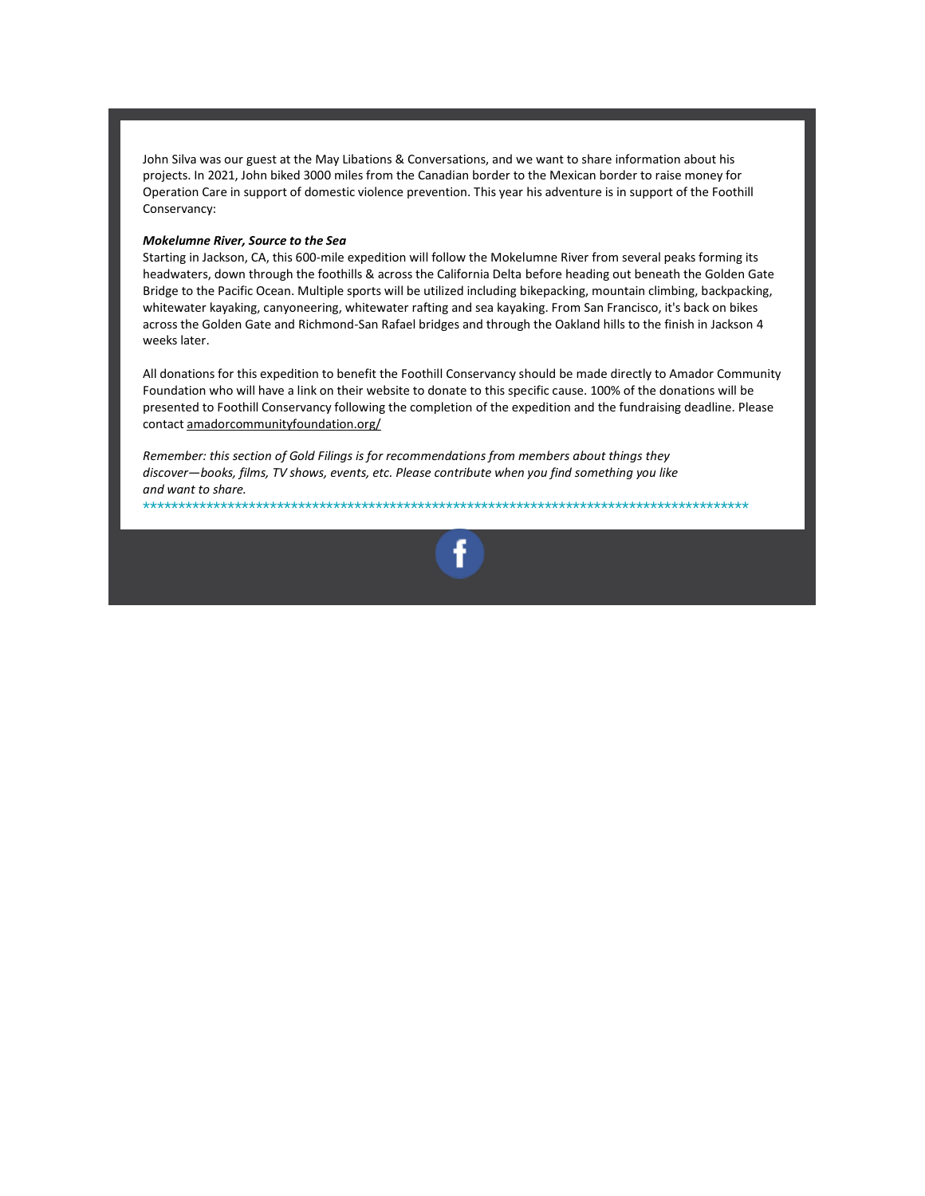John Silva was our guest at the May Libations & Conversations, and we want to share information about his projects. In 2021, John biked 3000 miles from the Canadian border to the Mexican border to raise money for Operation Care in support of domestic violence prevention. This year his adventure is in support of the Foothill Conservancy:

***Mokelumne River, Source to the Sea***
Starting in Jackson, CA, this 600-mile expedition will follow the Mokelumne River from several peaks forming its headwaters, down through the foothills & across the California Delta before heading out beneath the Golden Gate Bridge to the Pacific Ocean. Multiple sports will be utilized including bikepacking, mountain climbing, backpacking, whitewater kayaking, canyoneering, whitewater rafting and sea kayaking. From San Francisco, it's back on bikes across the Golden Gate and Richmond-San Rafael bridges and through the Oakland hills to the finish in Jackson 4 weeks later.

All donations for this expedition to benefit the Foothill Conservancy should be made directly to Amador Community Foundation who will have a link on their website to donate to this specific cause. 100% of the donations will be presented to Foothill Conservancy following the completion of the expedition and the fundraising deadline. Please contact amadorcommunityfoundation.org/

*Remember: this section of Gold Filings is for recommendations from members about things they discover—books, films, TV shows, events, etc. Please contribute when you find something you like and want to share.*

********************************************************************************************